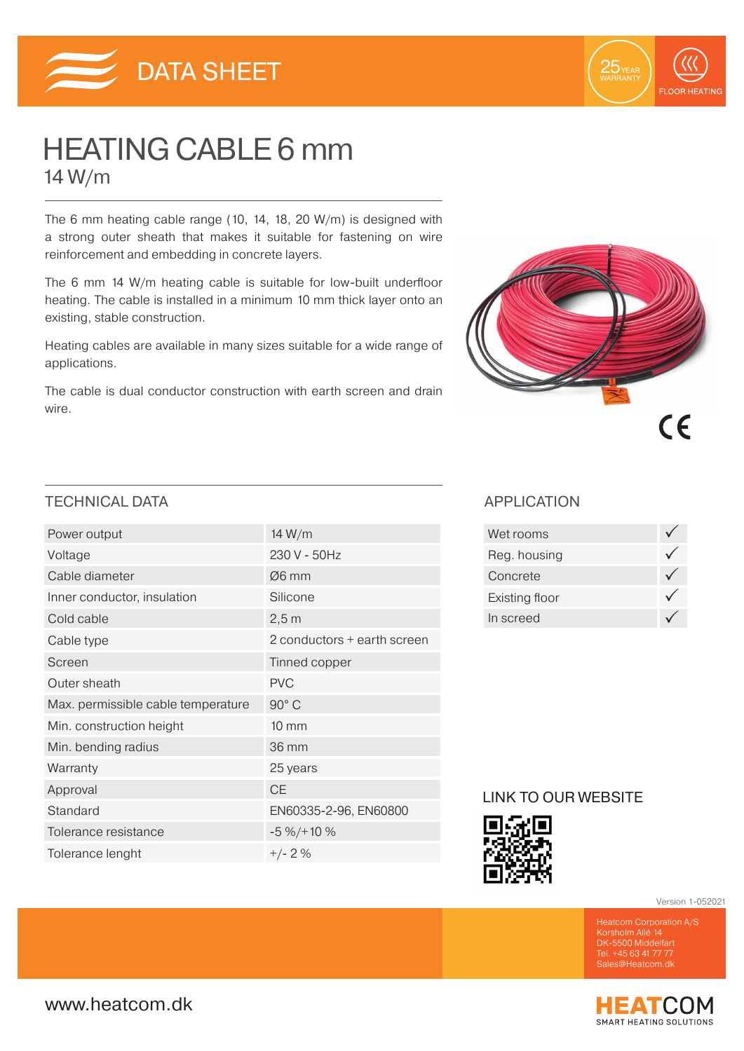DATA SHEET

25 YEAR WARRANTY

FLOOR HEATING

# HEATING CABLE 6 mm

## 14 W/m

The 6 mm heating cable range (10, 14, 18, 20 W/m) is designed with a strong outer sheath that makes it suitable for fastening on wire reinforcement and embedding in concrete layers.

The 6 mm 14 W/m heating cable is suitable for low-built underfloor heating. The cable is installed in a minimum 10 mm thick layer onto an existing, stable construction.

Heating cables are available in many sizes suitable for a wide range of applications.

The cable is dual conductor construction with earth screen and drain wire.

CE

## TECHNICAL DATA

| | |
|---|---|
| Power output | 14 W/m |
| Voltage | 230 V - 50Hz |
| Cable diameter | Ø6 mm |
| Inner conductor, insulation | Silicone |
| Cold cable | 2,5 m |
| Cable type | 2 conductors + earth screen |
| Screen | Tinned copper |
| Outer sheath | PVC |
| Max. permissible cable temperature | 90° C |
| Min. construction height | 10 mm |
| Min. bending radius | 36 mm |
| Warranty | 25 years |
| Approval | CE |
| Standard | EN60335-2-96, EN60800 |
| Tolerance resistance | -5 %/+10 % |
| Tolerance lenght | +/- 2 % |

## APPLICATION

| | |
|---|---|
| Wet rooms | ✓ |
| Reg. housing | ✓ |
| Concrete | ✓ |
| Existing floor | ✓ |
| In screed | ✓ |

## LINK TO OUR WEBSITE

Version 1-052021

Heatcom Corporation A/S
Korsholm Allé 14
DK-5500 Middelfart
Tel. +45 63 41 77 77
Sales@Heatcom.dk

www.heatcom.dk

HEATCOM
SMART HEATING SOLUTIONS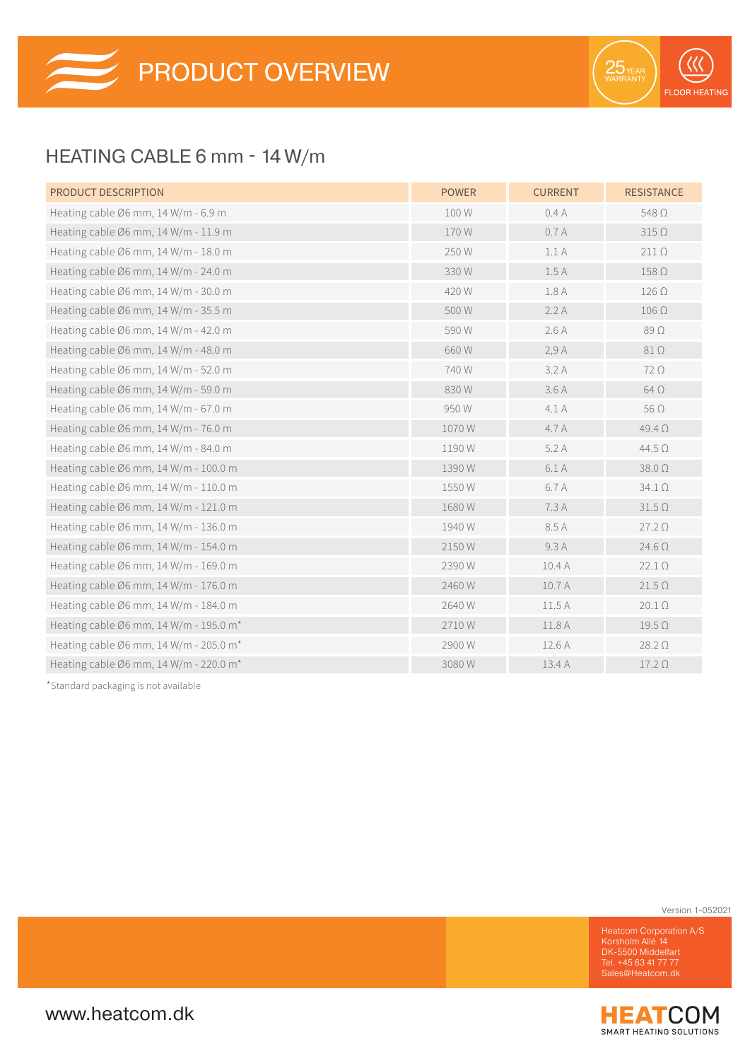# PRODUCT OVERVIEW

25 YEAR WARRANTY

FLOOR HEATING

## HEATING CABLE 6 mm - 14 W/m

| PRODUCT DESCRIPTION | POWER | CURRENT | RESISTANCE |
|---|---|---|---|
| Heating cable Ø6 mm, 14 W/m - 6.9 m | 100 W | 0.4 A | 548 Ω |
| Heating cable Ø6 mm, 14 W/m - 11.9 m | 170 W | 0.7 A | 315 Ω |
| Heating cable Ø6 mm, 14 W/m - 18.0 m | 250 W | 1.1 A | 211 Ω |
| Heating cable Ø6 mm, 14 W/m - 24.0 m | 330 W | 1.5 A | 158 Ω |
| Heating cable Ø6 mm, 14 W/m - 30.0 m | 420 W | 1.8 A | 126 Ω |
| Heating cable Ø6 mm, 14 W/m - 35.5 m | 500 W | 2.2 A | 106 Ω |
| Heating cable Ø6 mm, 14 W/m - 42.0 m | 590 W | 2.6 A | 89 Ω |
| Heating cable Ø6 mm, 14 W/m - 48.0 m | 660 W | 2,9 A | 81 Ω |
| Heating cable Ø6 mm, 14 W/m - 52.0 m | 740 W | 3.2 A | 72 Ω |
| Heating cable Ø6 mm, 14 W/m - 59.0 m | 830 W | 3.6 A | 64 Ω |
| Heating cable Ø6 mm, 14 W/m - 67.0 m | 950 W | 4.1 A | 56 Ω |
| Heating cable Ø6 mm, 14 W/m - 76.0 m | 1070 W | 4.7 A | 49.4 Ω |
| Heating cable Ø6 mm, 14 W/m - 84.0 m | 1190 W | 5.2 A | 44.5 Ω |
| Heating cable Ø6 mm, 14 W/m - 100.0 m | 1390 W | 6.1 A | 38.0 Ω |
| Heating cable Ø6 mm, 14 W/m - 110.0 m | 1550 W | 6.7 A | 34.1 Ω |
| Heating cable Ø6 mm, 14 W/m - 121.0 m | 1680 W | 7.3 A | 31.5 Ω |
| Heating cable Ø6 mm, 14 W/m - 136.0 m | 1940 W | 8.5 A | 27.2 Ω |
| Heating cable Ø6 mm, 14 W/m - 154.0 m | 2150 W | 9.3 A | 24.6 Ω |
| Heating cable Ø6 mm, 14 W/m - 169.0 m | 2390 W | 10.4 A | 22.1 Ω |
| Heating cable Ø6 mm, 14 W/m - 176.0 m | 2460 W | 10.7 A | 21.5 Ω |
| Heating cable Ø6 mm, 14 W/m - 184.0 m | 2640 W | 11.5 A | 20.1 Ω |
| Heating cable Ø6 mm, 14 W/m - 195.0 m* | 2710 W | 11.8 A | 19.5 Ω |
| Heating cable Ø6 mm, 14 W/m - 205.0 m* | 2900 W | 12.6 A | 28.2 Ω |
| Heating cable Ø6 mm, 14 W/m - 220.0 m* | 3080 W | 13.4 A | 17.2 Ω |

*Standard packaging is not available

Version 1-052021

Heatcom Corporation A/S
Korsholm Allé 14
DK-5500 Middelfart
Tel. +45 63 41 77 77
Sales@Heatcom.dk

www.heatcom.dk

HEATCOM
SMART HEATING SOLUTIONS